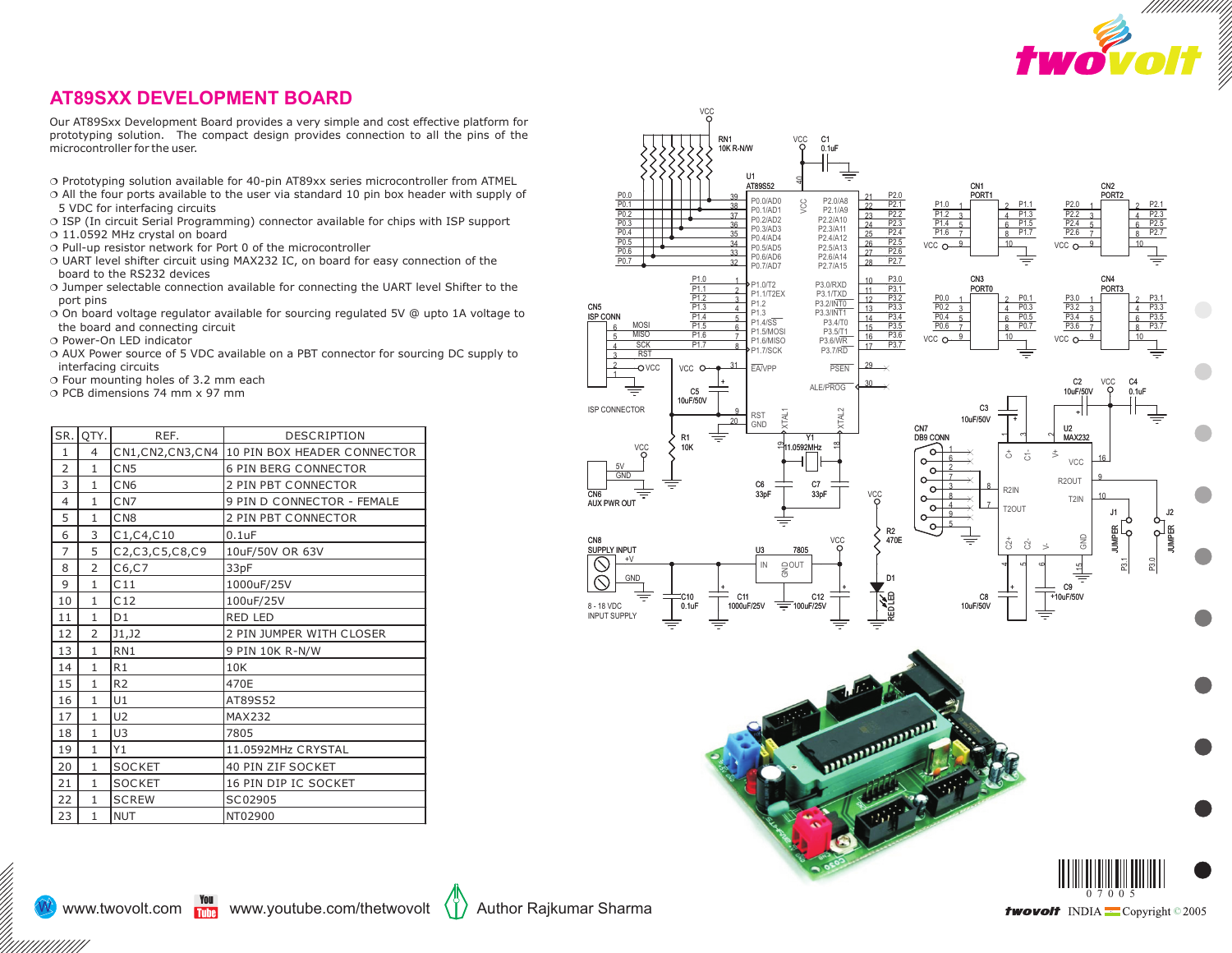# AT89SXX DEVELOPMENT BOARD

Our AT89Sxx Development Board provides a very simple and cost effective platform for prototyping solution. The compact design provides connection to all the pins of the microcontroller for the user.

- Prototyping solution available for 40-pin AT89xx series microcontroller from ATMEL
- All the four ports available to the user via standard 10 pin box header with supply of 5 VDC for interfacing circuits
- ISP (In circuit Serial Programming) connector available for chips with ISP support
- 11.0592 MHz crystal on board
- Pull-up resistor network for Port 0 of the microcontroller
- UART level shifter circuit using MAX232 IC, on board for easy connection of the board to the RS232 devices
- Jumper selectable connection available for connecting the UART level Shifter to the port pins
- On board voltage regulator available for sourcing regulated 5V @ upto 1A voltage to the board and connecting circuit
- Power-On LED indicator
- AUX Power source of 5 VDC available on a PBT connector for sourcing DC supply to interfacing circuits
- Four mounting holes of 3.2 mm each
- PCB dimensions 74 mm x 97 mm

| SR. | QTY. | REF. | DESCRIPTION |
|---|---|---|---|
| 1 | 4 | CN1,CN2,CN3,CN4 | 10 PIN BOX HEADER CONNECTOR |
| 2 | 1 | CN5 | 6 PIN BERG CONNECTOR |
| 3 | 1 | CN6 | 2 PIN PBT CONNECTOR |
| 4 | 1 | CN7 | 9 PIN D CONNECTOR - FEMALE |
| 5 | 1 | CN8 | 2 PIN PBT CONNECTOR |
| 6 | 3 | C1,C4,C10 | 0.1uF |
| 7 | 5 | C2,C3,C5,C8,C9 | 10uF/50V OR 63V |
| 8 | 2 | C6,C7 | 33pF |
| 9 | 1 | C11 | 1000uF/25V |
| 10 | 1 | C12 | 100uF/25V |
| 11 | 1 | D1 | RED LED |
| 12 | 2 | J1,J2 | 2 PIN JUMPER WITH CLOSER |
| 13 | 1 | RN1 | 9 PIN 10K R-N/W |
| 14 | 1 | R1 | 10K |
| 15 | 1 | R2 | 470E |
| 16 | 1 | U1 | AT89S52 |
| 17 | 1 | U2 | MAX232 |
| 18 | 1 | U3 | 7805 |
| 19 | 1 | Y1 | 11.0592MHz CRYSTAL |
| 20 | 1 | SOCKET | 40 PIN ZIF SOCKET |
| 21 | 1 | SOCKET | 16 PIN DIP IC SOCKET |
| 22 | 1 | SCREW | SC02905 |
| 23 | 1 | NUT | NT02900 |

www.twovolt.com www.youtube.com/thetwovolt Author Rajkumar Sharma

twovolt INDIA Copyright © 2005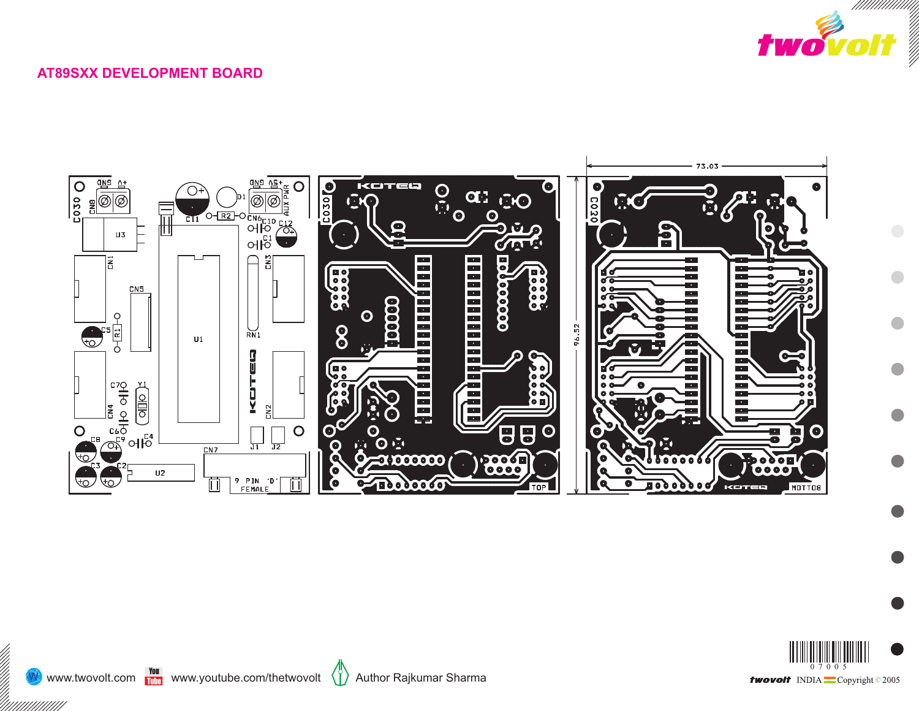## AT89SXX DEVELOPMENT BOARD

CO30 CN8 GND V+ U3 CN1 C11 D1 R2 CN6 GND 5V+ AUX PWR C10 C12 C1 CN3 CN5 C5 R1 U1 RN1 KOTEQ C7 Y1 CN4 C6 C9 C4 C8 C3 C2 U2 CN7 J1 J2 CN2 9 PIN 'D' FEMALE

KOTEQ CO30 TOP

73.03

96.52

CO30 KOTEQ BOTTOM

www.twovolt.com www.youtube.com/thetwovolt Author Rajkumar Sharma

twovolt INDIA Copyright © 2005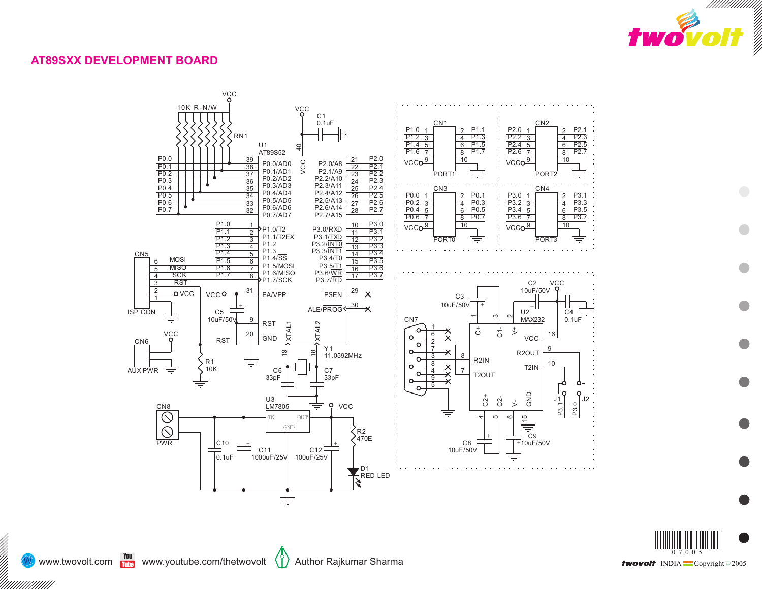# AT89SXX DEVELOPMENT BOARD

VCC
10K R-N/W
RN1
VCC
C1
0.1uF
U1
AT89S52
40
VCC

P0.0 39 P0.0/AD0
P0.1 38 P0.1/AD1
P0.2 37 P0.2/AD2
P0.3 36 P0.3/AD3
P0.4 35 P0.4/AD4
P0.5 34 P0.5/AD5
P0.6 33 P0.6/AD6
P0.7 32 P0.7/AD7

P2.0/A8 21 P2.0
P2.1/A9 22 P2.1
P2.2/A10 23 P2.2
P2.3/A11 24 P2.3
P2.4/A12 25 P2.4
P2.5/A13 26 P2.5
P2.6/A14 27 P2.6
P2.7/A15 28 P2.7

P1.0 1 P1.0/T2
P1.1 2 P1.1/T2EX
P1.2 3 P1.2
P1.3 4 P1.3
P1.4 5 P1.4/SS
P1.5 6 P1.5/MOSI
P1.6 7 P1.6/MISO
P1.7 8 P1.7/SCK

P3.0/RXD 10 P3.0
P3.1/TXD 11 P3.1
P3.2/INT0 12 P3.2
P3.3/INT1 13 P3.3
P3.4/T0 14 P3.4
P3.5/T1 15 P3.5
P3.6/WR 16 P3.6
P3.7/RD 17 P3.7

CN5
6 MOSI
5 MISO
4 SCK
3 RST
2 VCC
1
ISP CON

VCC 31 EA/VPP
PSEN 29
ALE/PROG 30
C5
10uF/50V
9 RST
20 GND
XTAL1 19
XTAL2 18
Y1
11.0592MHz
C6
33pF
C7
33pF

CN6
VCC
AUX PWR
RST
R1
10K

CN1
P1.0 1 2 P1.1
P1.2 3 4 P1.3
P1.4 5 6 P1.5
P1.6 7 8 P1.7
VCC 9 10
PORT1

CN2
P2.0 1 2 P2.1
P2.2 3 4 P2.3
P2.4 5 6 P2.5
P2.6 7 8 P2.7
VCC 9 10
PORT2

CN3
P0.0 1 2 P0.1
P0.2 3 4 P0.3
P0.4 5 6 P0.5
P0.6 7 8 P0.7
VCC 9 10
PORT0

CN4
P3.0 1 2 P3.1
P3.2 3 4 P3.3
P3.4 5 6 P3.5
P3.6 7 8 P3.7
VCC 9 10
PORT3

C3
10uF/50V
C2
10uF/50V
VCC
C4
0.1uF
U2
MAX232
CN7
1 6 2 7 3 8 4 9 5
C+ 1
C1- 3
V+ 2
VCC 16
R2OUT 9
T2IN 10
R2IN 8
T2OUT 7
C2+ 4
C2- 5
V- 6
GND 15
J1
J2
P3.1
P3.0
C8
10uF/50V
C9
10uF/50V

CN8
PWR
U3
LM7805
IN OUT
GND
VCC
C10
0.1uF
C11
1000uF/25V
C12
100uF/25V
R2
470E
D1
RED LED

www.twovolt.com www.youtube.com/thetwovolt Author Rajkumar Sharma

twovolt INDIA Copyright © 2005